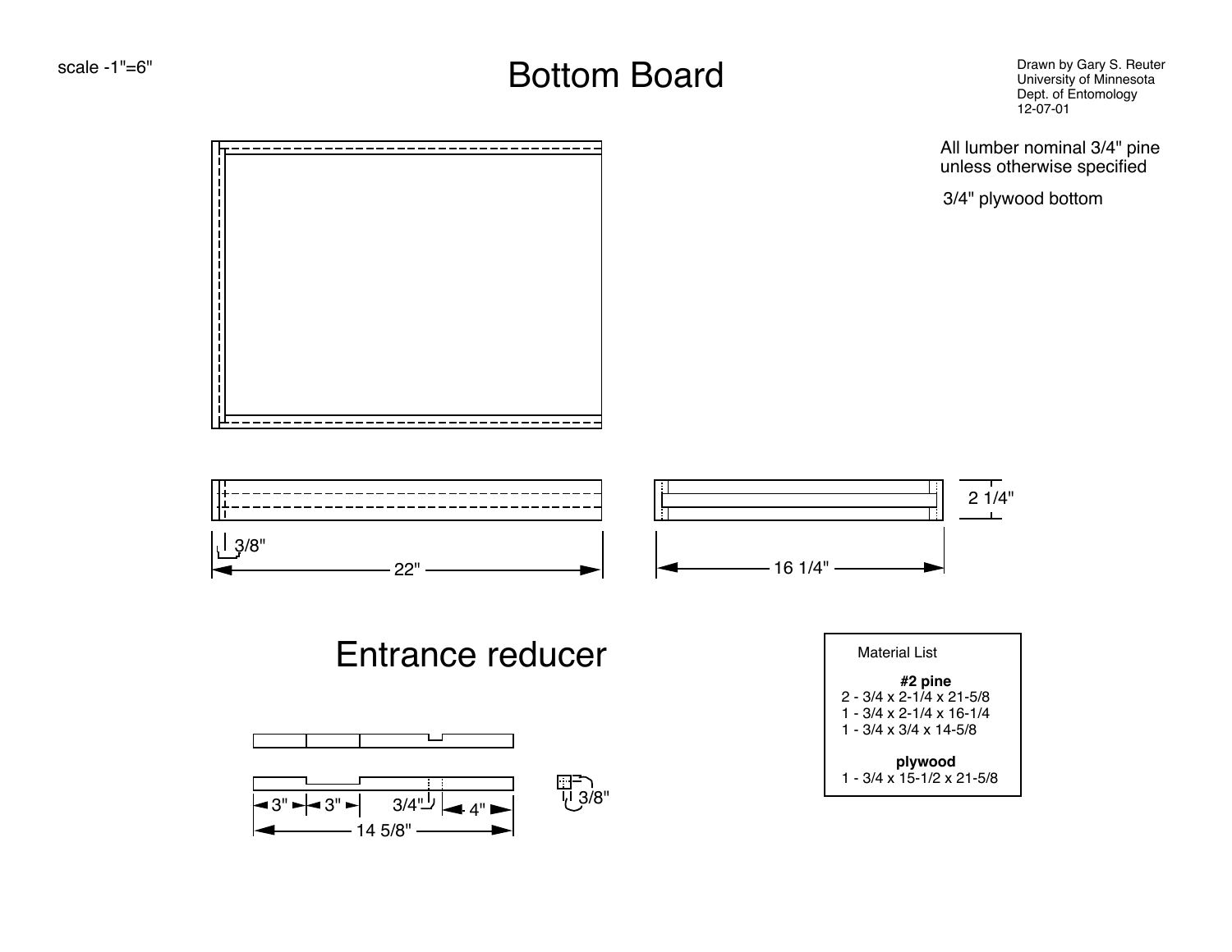scale -1"=6"

# Bottom Board

Drawn by Gary S. Reuter
University of Minnesota
Dept. of Entomology
12-07-01

All lumber nominal 3/4" pine unless otherwise specified

3/4" plywood bottom

3/8"

22"

16 1/4"

2 1/4"

# Entrance reducer

3" 3" 3/4" 4"

14 5/8"

3/8"

Material List

**#2 pine**

2 - 3/4 x 2-1/4 x 21-5/8
1 - 3/4 x 2-1/4 x 16-1/4
1 - 3/4 x 3/4 x 14-5/8

**plywood**

1 - 3/4 x 15-1/2 x 21-5/8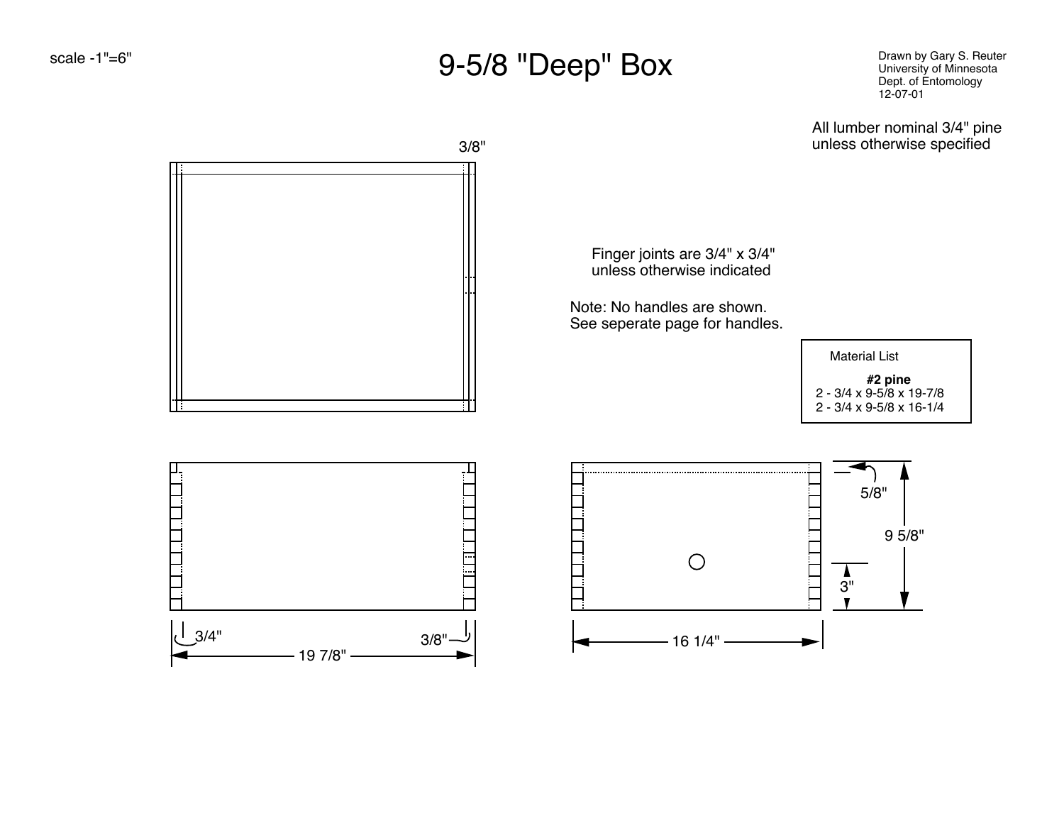scale -1"=6"

# 9-5/8 "Deep" Box

Drawn by Gary S. Reuter
University of Minnesota
Dept. of Entomology
12-07-01

All lumber nominal 3/4" pine unless otherwise specified

Finger joints are 3/4" x 3/4" unless otherwise indicated

Note: No handles are shown.
See seperate page for handles.

| Material List |
|---|
| **#2 pine** |
| 2 - 3/4 x 9-5/8 x 19-7/8 |
| 2 - 3/4 x 9-5/8 x 16-1/4 |

3/8"

3/4"

3/8"

19 7/8"

16 1/4"

5/8"

9 5/8"

3"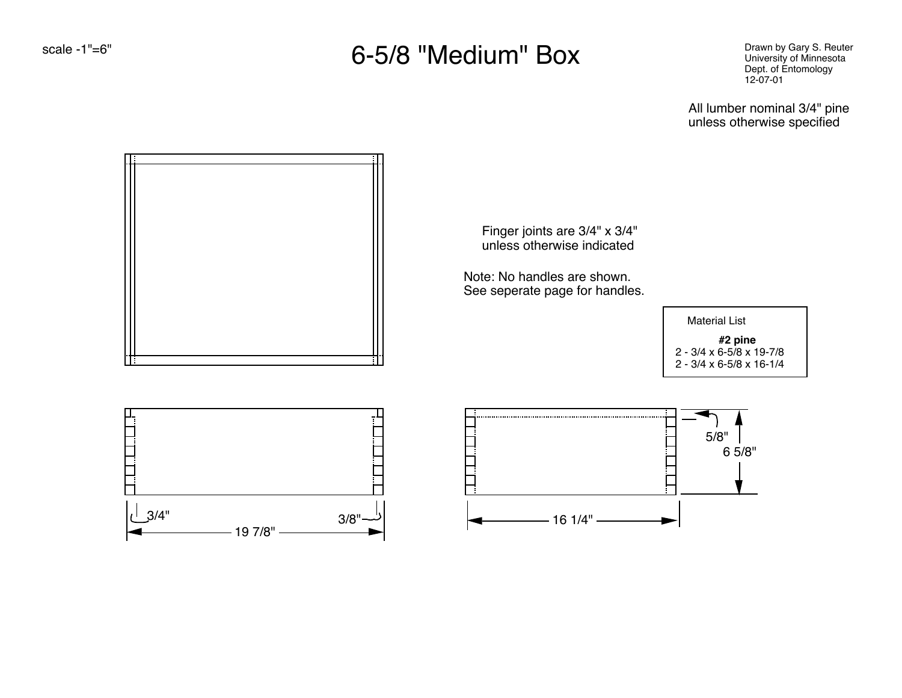scale -1"=6"

# 6-5/8 "Medium" Box

Drawn by Gary S. Reuter
University of Minnesota
Dept. of Entomology
12-07-01

All lumber nominal 3/4" pine
unless otherwise specified

Finger joints are 3/4" x 3/4"
unless otherwise indicated

Note: No handles are shown.
See seperate page for handles.

Material List

**#2 pine**
2 - 3/4 x 6-5/8 x 19-7/8
2 - 3/4 x 6-5/8 x 16-1/4

3/4"

3/8"

19 7/8"

16 1/4"

5/8"

6 5/8"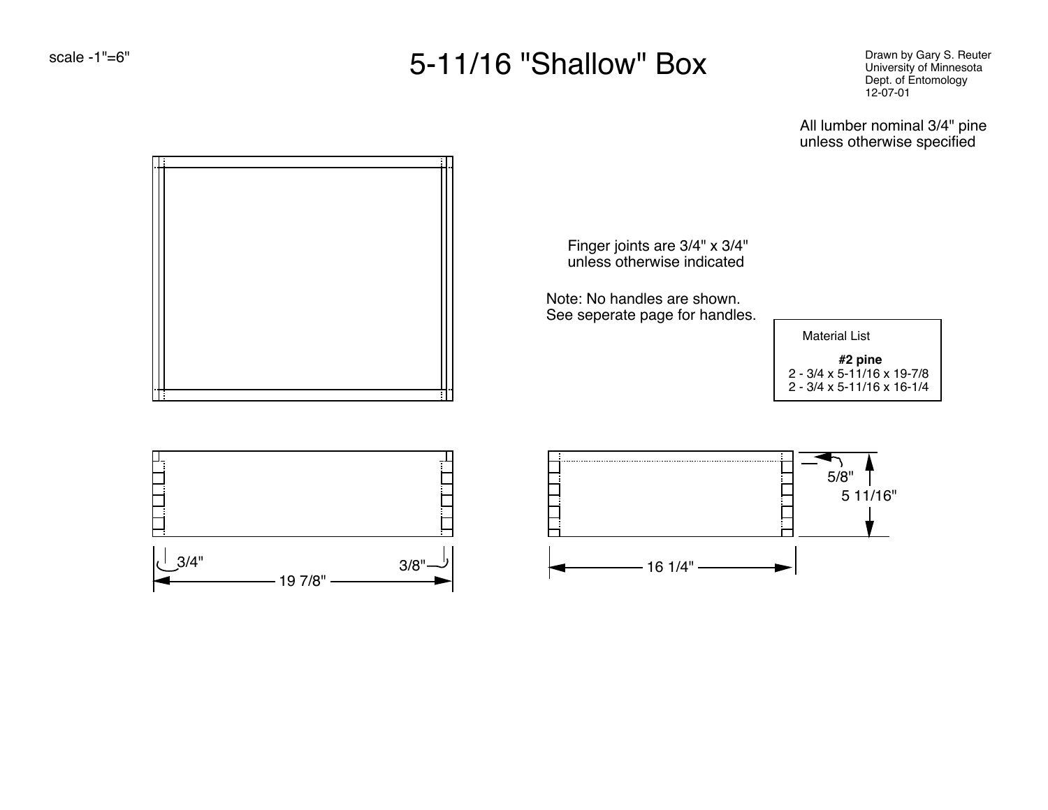scale -1"=6"

# 5-11/16 "Shallow" Box

Drawn by Gary S. Reuter
University of Minnesota
Dept. of Entomology
12-07-01

All lumber nominal 3/4" pine unless otherwise specified

Finger joints are 3/4" x 3/4" unless otherwise indicated

Note: No handles are shown. See seperate page for handles.

| Material List |
| --- |
| **#2 pine** |
| 2 - 3/4 x 5-11/16 x 19-7/8 |
| 2 - 3/4 x 5-11/16 x 16-1/4 |

3/4"

3/8"

19 7/8"

16 1/4"

5/8"

5 11/16"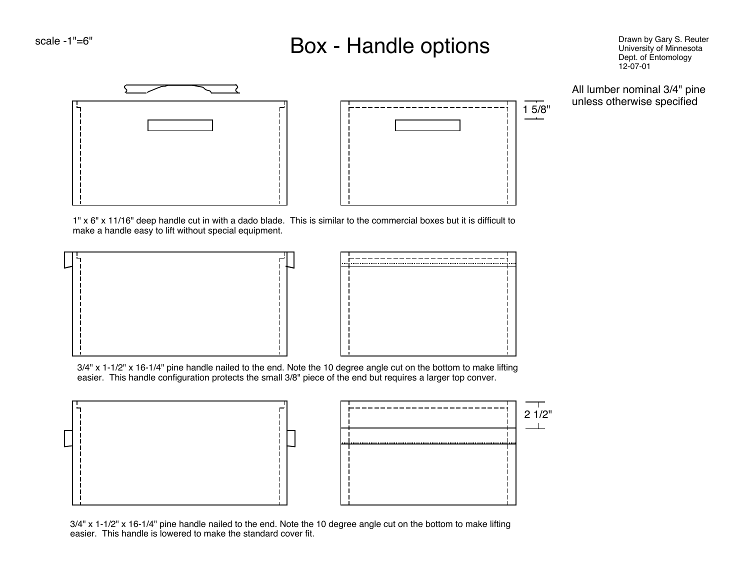scale -1"=6"

# Box - Handle options

Drawn by Gary S. Reuter
University of Minnesota
Dept. of Entomology
12-07-01

All lumber nominal 3/4" pine unless otherwise specified

1 5/8"

1" x 6" x 11/16" deep handle cut in with a dado blade. This is similar to the commercial boxes but it is difficult to make a handle easy to lift without special equipment.

3/4" x 1-1/2" x 16-1/4" pine handle nailed to the end. Note the 10 degree angle cut on the bottom to make lifting easier. This handle configuration protects the small 3/8" piece of the end but requires a larger top conver.

2 1/2"

3/4" x 1-1/2" x 16-1/4" pine handle nailed to the end. Note the 10 degree angle cut on the bottom to make lifting easier. This handle is lowered to make the standard cover fit.